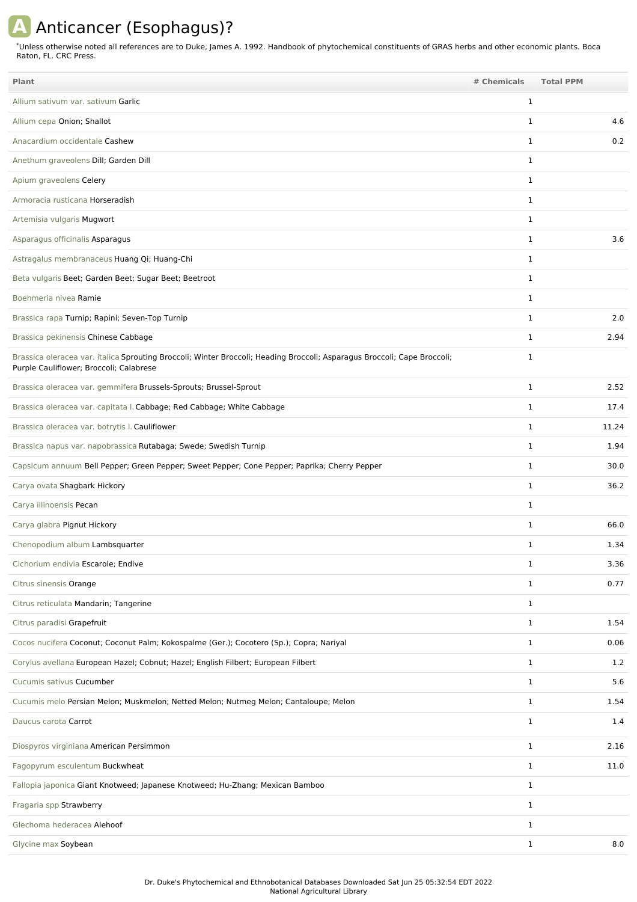# A Anticancer (Esophagus)?

*Unless otherwise noted all references are to Duke, James A. 1992. Handbook of phytochemical constituents of GRAS herbs and other economic plants. Boca Raton, FL. CRC Press.

| Plant | # Chemicals | Total PPM |
|---|---|---|
| Allium sativum var. sativum Garlic | 1 | |
| Allium cepa Onion; Shallot | 1 | 4.6 |
| Anacardium occidentale Cashew | 1 | 0.2 |
| Anethum graveolens Dill; Garden Dill | 1 | |
| Apium graveolens Celery | 1 | |
| Armoracia rusticana Horseradish | 1 | |
| Artemisia vulgaris Mugwort | 1 | |
| Asparagus officinalis Asparagus | 1 | 3.6 |
| Astragalus membranaceus Huang Qi; Huang-Chi | 1 | |
| Beta vulgaris Beet; Garden Beet; Sugar Beet; Beetroot | 1 | |
| Boehmeria nivea Ramie | 1 | |
| Brassica rapa Turnip; Rapini; Seven-Top Turnip | 1 | 2.0 |
| Brassica pekinensis Chinese Cabbage | 1 | 2.94 |
| Brassica oleracea var. italica Sprouting Broccoli; Winter Broccoli; Heading Broccoli; Asparagus Broccoli; Cape Broccoli; Purple Cauliflower; Broccoli; Calabrese | 1 | |
| Brassica oleracea var. gemmifera Brussels-Sprouts; Brussel-Sprout | 1 | 2.52 |
| Brassica oleracea var. capitata l. Cabbage; Red Cabbage; White Cabbage | 1 | 17.4 |
| Brassica oleracea var. botrytis l. Cauliflower | 1 | 11.24 |
| Brassica napus var. napobrassica Rutabaga; Swede; Swedish Turnip | 1 | 1.94 |
| Capsicum annuum Bell Pepper; Green Pepper; Sweet Pepper; Cone Pepper; Paprika; Cherry Pepper | 1 | 30.0 |
| Carya ovata Shagbark Hickory | 1 | 36.2 |
| Carya illinoensis Pecan | 1 | |
| Carya glabra Pignut Hickory | 1 | 66.0 |
| Chenopodium album Lambsquarter | 1 | 1.34 |
| Cichorium endivia Escarole; Endive | 1 | 3.36 |
| Citrus sinensis Orange | 1 | 0.77 |
| Citrus reticulata Mandarin; Tangerine | 1 | |
| Citrus paradisi Grapefruit | 1 | 1.54 |
| Cocos nucifera Coconut; Coconut Palm; Kokospalme (Ger.); Cocotero (Sp.); Copra; Nariyal | 1 | 0.06 |
| Corylus avellana European Hazel; Cobnut; Hazel; English Filbert; European Filbert | 1 | 1.2 |
| Cucumis sativus Cucumber | 1 | 5.6 |
| Cucumis melo Persian Melon; Muskmelon; Netted Melon; Nutmeg Melon; Cantaloupe; Melon | 1 | 1.54 |
| Daucus carota Carrot | 1 | 1.4 |
| Diospyros virginiana American Persimmon | 1 | 2.16 |
| Fagopyrum esculentum Buckwheat | 1 | 11.0 |
| Fallopia japonica Giant Knotweed; Japanese Knotweed; Hu-Zhang; Mexican Bamboo | 1 | |
| Fragaria spp Strawberry | 1 | |
| Glechoma hederacea Alehoof | 1 | |
| Glycine max Soybean | 1 | 8.0 |

Dr. Duke's Phytochemical and Ethnobotanical Databases Downloaded Sat Jun 25 05:32:54 EDT 2022
National Agricultural Library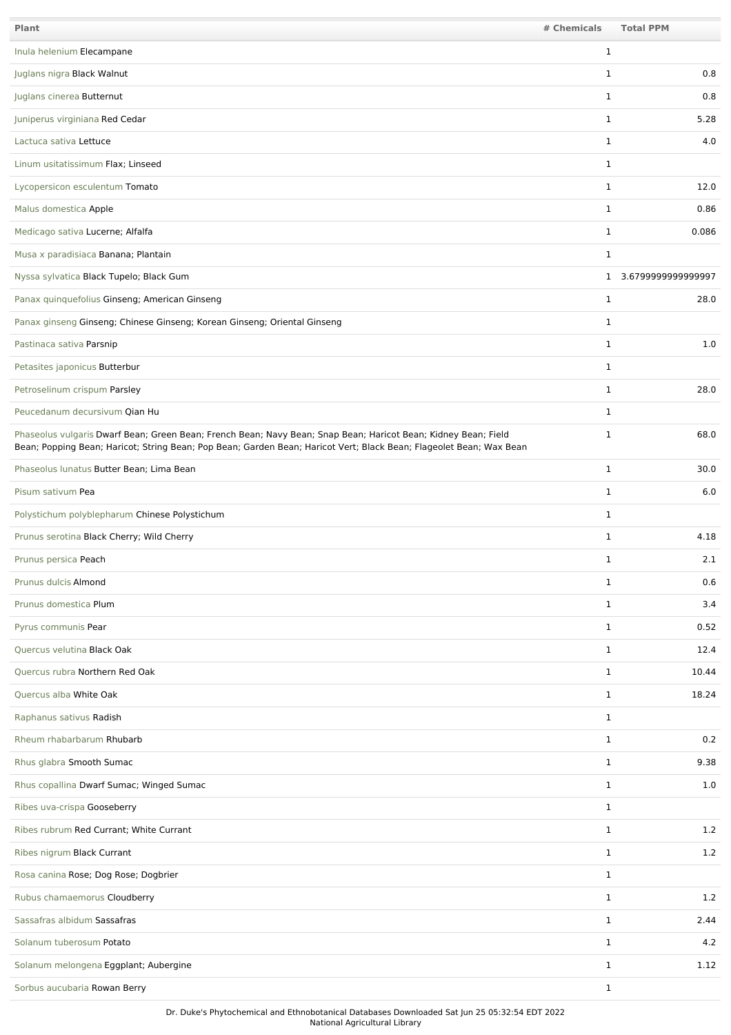| Plant | # Chemicals | Total PPM |
| --- | --- | --- |
| Inula helenium Elecampane | 1 | |
| Juglans nigra Black Walnut | 1 | 0.8 |
| Juglans cinerea Butternut | 1 | 0.8 |
| Juniperus virginiana Red Cedar | 1 | 5.28 |
| Lactuca sativa Lettuce | 1 | 4.0 |
| Linum usitatissimum Flax; Linseed | 1 | |
| Lycopersicon esculentum Tomato | 1 | 12.0 |
| Malus domestica Apple | 1 | 0.86 |
| Medicago sativa Lucerne; Alfalfa | 1 | 0.086 |
| Musa x paradisiaca Banana; Plantain | 1 | |
| Nyssa sylvatica Black Tupelo; Black Gum | 1 | 3.6799999999999997 |
| Panax quinquefolius Ginseng; American Ginseng | 1 | 28.0 |
| Panax ginseng Ginseng; Chinese Ginseng; Korean Ginseng; Oriental Ginseng | 1 | |
| Pastinaca sativa Parsnip | 1 | 1.0 |
| Petasites japonicus Butterbur | 1 | |
| Petroselinum crispum Parsley | 1 | 28.0 |
| Peucedanum decursivum Qian Hu | 1 | |
| Phaseolus vulgaris Dwarf Bean; Green Bean; French Bean; Navy Bean; Snap Bean; Haricot Bean; Kidney Bean; Field Bean; Popping Bean; Haricot; String Bean; Pop Bean; Garden Bean; Haricot Vert; Black Bean; Flageolet Bean; Wax Bean | 1 | 68.0 |
| Phaseolus lunatus Butter Bean; Lima Bean | 1 | 30.0 |
| Pisum sativum Pea | 1 | 6.0 |
| Polystichum polyblepharum Chinese Polystichum | 1 | |
| Prunus serotina Black Cherry; Wild Cherry | 1 | 4.18 |
| Prunus persica Peach | 1 | 2.1 |
| Prunus dulcis Almond | 1 | 0.6 |
| Prunus domestica Plum | 1 | 3.4 |
| Pyrus communis Pear | 1 | 0.52 |
| Quercus velutina Black Oak | 1 | 12.4 |
| Quercus rubra Northern Red Oak | 1 | 10.44 |
| Quercus alba White Oak | 1 | 18.24 |
| Raphanus sativus Radish | 1 | |
| Rheum rhabarbarum Rhubarb | 1 | 0.2 |
| Rhus glabra Smooth Sumac | 1 | 9.38 |
| Rhus copallina Dwarf Sumac; Winged Sumac | 1 | 1.0 |
| Ribes uva-crispa Gooseberry | 1 | |
| Ribes rubrum Red Currant; White Currant | 1 | 1.2 |
| Ribes nigrum Black Currant | 1 | 1.2 |
| Rosa canina Rose; Dog Rose; Dogbrier | 1 | |
| Rubus chamaemorus Cloudberry | 1 | 1.2 |
| Sassafras albidum Sassafras | 1 | 2.44 |
| Solanum tuberosum Potato | 1 | 4.2 |
| Solanum melongena Eggplant; Aubergine | 1 | 1.12 |
| Sorbus aucubaria Rowan Berry | 1 | |

Dr. Duke's Phytochemical and Ethnobotanical Databases Downloaded Sat Jun 25 05:32:54 EDT 2022
National Agricultural Library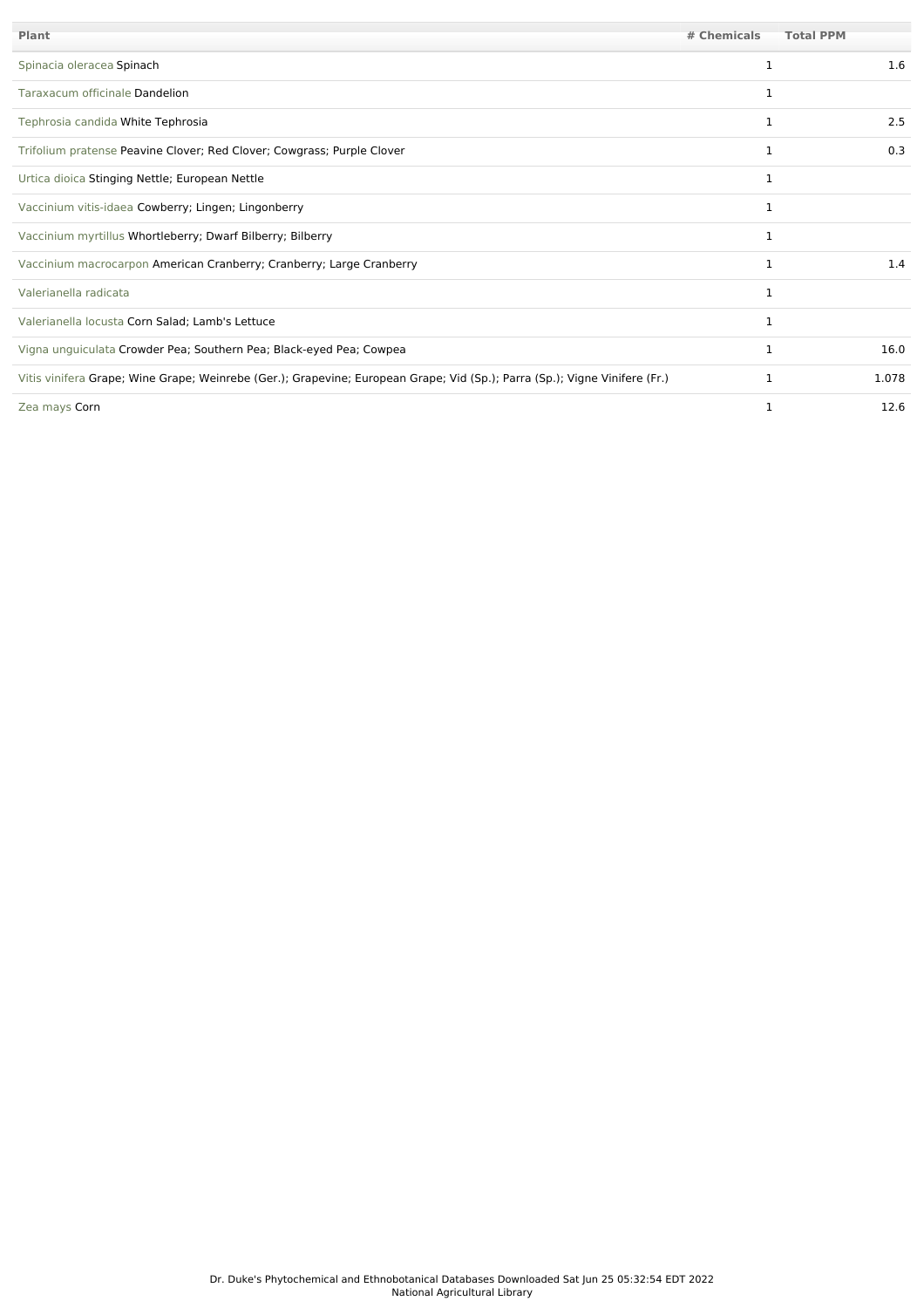| Plant | # Chemicals | Total PPM |
| --- | --- | --- |
| Spinacia oleracea Spinach | 1 | 1.6 |
| Taraxacum officinale Dandelion | 1 | |
| Tephrosia candida White Tephrosia | 1 | 2.5 |
| Trifolium pratense Peavine Clover; Red Clover; Cowgrass; Purple Clover | 1 | 0.3 |
| Urtica dioica Stinging Nettle; European Nettle | 1 | |
| Vaccinium vitis-idaea Cowberry; Lingen; Lingonberry | 1 | |
| Vaccinium myrtillus Whortleberry; Dwarf Bilberry; Bilberry | 1 | |
| Vaccinium macrocarpon American Cranberry; Cranberry; Large Cranberry | 1 | 1.4 |
| Valerianella radicata | 1 | |
| Valerianella locusta Corn Salad; Lamb's Lettuce | 1 | |
| Vigna unguiculata Crowder Pea; Southern Pea; Black-eyed Pea; Cowpea | 1 | 16.0 |
| Vitis vinifera Grape; Wine Grape; Weinrebe (Ger.); Grapevine; European Grape; Vid (Sp.); Parra (Sp.); Vigne Vinifere (Fr.) | 1 | 1.078 |
| Zea mays Corn | 1 | 12.6 |

Dr. Duke's Phytochemical and Ethnobotanical Databases Downloaded Sat Jun 25 05:32:54 EDT 2022
National Agricultural Library